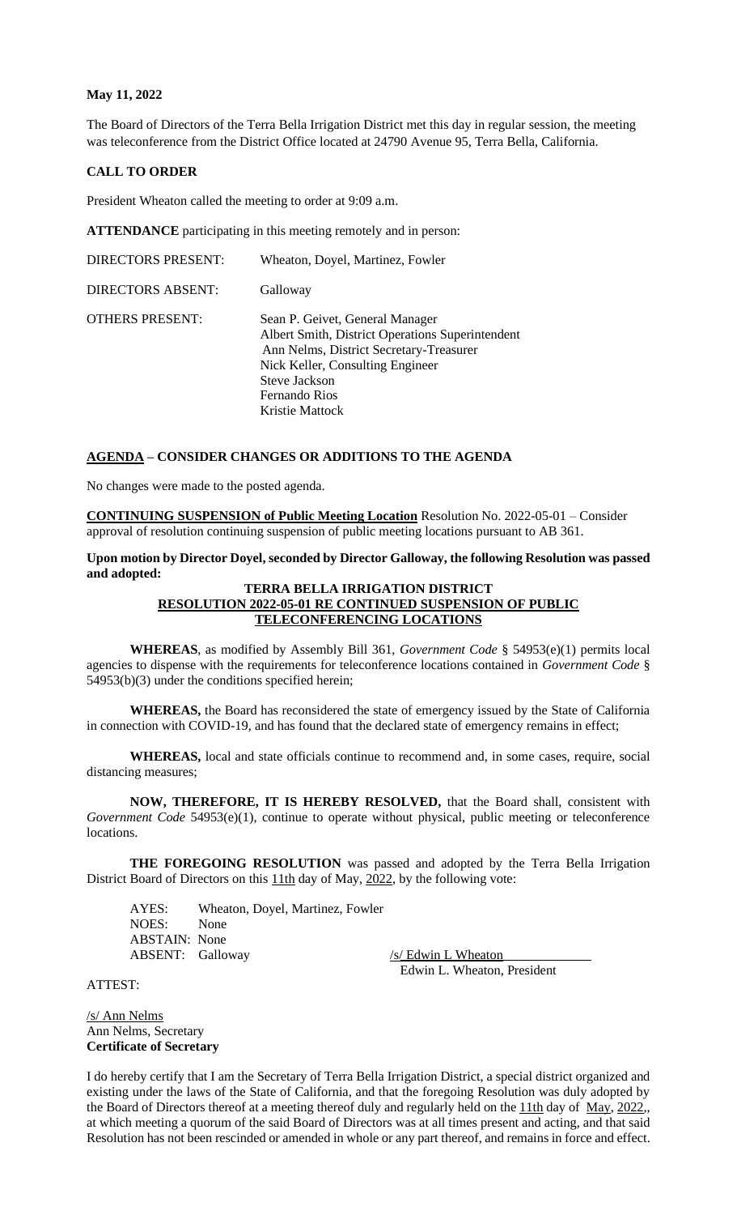**May 11, 2022**

The Board of Directors of the Terra Bella Irrigation District met this day in regular session, the meeting was teleconference from the District Office located at 24790 Avenue 95, Terra Bella, California.

**CALL TO ORDER**

President Wheaton called the meeting to order at 9:09 a.m.

**ATTENDANCE** participating in this meeting remotely and in person:

| | |
|---|---|
| DIRECTORS PRESENT: | Wheaton, Doyel, Martinez, Fowler |
| DIRECTORS ABSENT: | Galloway |
| OTHERS PRESENT: | Sean P. Geivet, General Manager<br>Albert Smith, District Operations Superintendent<br>Ann Nelms, District Secretary-Treasurer<br>Nick Keller, Consulting Engineer<br>Steve Jackson<br>Fernando Rios<br>Kristie Mattock |

**AGENDA – CONSIDER CHANGES OR ADDITIONS TO THE AGENDA**

No changes were made to the posted agenda.

**CONTINUING SUSPENSION of Public Meeting Location** Resolution No. 2022-05-01 – Consider approval of resolution continuing suspension of public meeting locations pursuant to AB 361.

**Upon motion by Director Doyel, seconded by Director Galloway, the following Resolution was passed and adopted:**

**TERRA BELLA IRRIGATION DISTRICT**
**RESOLUTION 2022-05-01 RE CONTINUED SUSPENSION OF PUBLIC TELECONFERENCING LOCATIONS**

**WHEREAS**, as modified by Assembly Bill 361, *Government Code* § 54953(e)(1) permits local agencies to dispense with the requirements for teleconference locations contained in *Government Code* § 54953(b)(3) under the conditions specified herein;

**WHEREAS,** the Board has reconsidered the state of emergency issued by the State of California in connection with COVID-19, and has found that the declared state of emergency remains in effect;

**WHEREAS,** local and state officials continue to recommend and, in some cases, require, social distancing measures;

**NOW, THEREFORE, IT IS HEREBY RESOLVED,** that the Board shall, consistent with *Government Code* 54953(e)(1), continue to operate without physical, public meeting or teleconference locations.

**THE FOREGOING RESOLUTION** was passed and adopted by the Terra Bella Irrigation District Board of Directors on this 11th day of May, 2022, by the following vote:

AYES: Wheaton, Doyel, Martinez, Fowler
NOES: None
ABSTAIN: None
ABSENT: Galloway

/s/ Edwin L Wheaton
Edwin L. Wheaton, President

ATTEST:

/s/ Ann Nelms
Ann Nelms, Secretary
**Certificate of Secretary**

I do hereby certify that I am the Secretary of Terra Bella Irrigation District, a special district organized and existing under the laws of the State of California, and that the foregoing Resolution was duly adopted by the Board of Directors thereof at a meeting thereof duly and regularly held on the 11th day of May, 2022,, at which meeting a quorum of the said Board of Directors was at all times present and acting, and that said Resolution has not been rescinded or amended in whole or any part thereof, and remains in force and effect.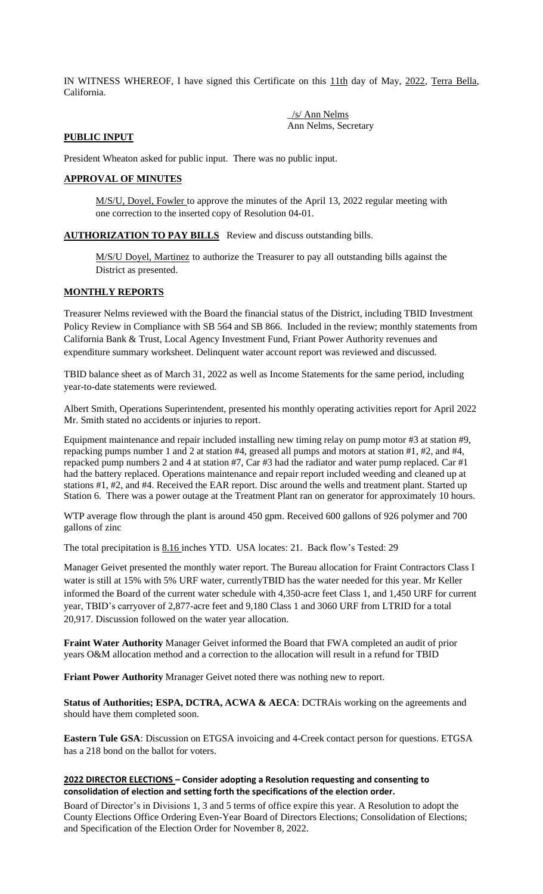IN WITNESS WHEREOF, I have signed this Certificate on this 11th day of May, 2022, Terra Bella, California.

_/s/ Ann Nelms
Ann Nelms, Secretary

**PUBLIC INPUT**

President Wheaton asked for public input. There was no public input.

**APPROVAL OF MINUTES**

M/S/U, Doyel, Fowler to approve the minutes of the April 13, 2022 regular meeting with one correction to the inserted copy of Resolution 04-01.

**AUTHORIZATION TO PAY BILLS** Review and discuss outstanding bills.

M/S/U Doyel, Martinez to authorize the Treasurer to pay all outstanding bills against the District as presented.

**MONTHLY REPORTS**

Treasurer Nelms reviewed with the Board the financial status of the District, including TBID Investment Policy Review in Compliance with SB 564 and SB 866. Included in the review; monthly statements from California Bank & Trust, Local Agency Investment Fund, Friant Power Authority revenues and expenditure summary worksheet. Delinquent water account report was reviewed and discussed.

TBID balance sheet as of March 31, 2022 as well as Income Statements for the same period, including year-to-date statements were reviewed.

Albert Smith, Operations Superintendent, presented his monthly operating activities report for April 2022 Mr. Smith stated no accidents or injuries to report.

Equipment maintenance and repair included installing new timing relay on pump motor #3 at station #9, repacking pumps number 1 and 2 at station #4, greased all pumps and motors at station #1, #2, and #4, repacked pump numbers 2 and 4 at station #7, Car #3 had the radiator and water pump replaced. Car #1 had the battery replaced. Operations maintenance and repair report included weeding and cleaned up at stations #1, #2, and #4. Received the EAR report. Disc around the wells and treatment plant. Started up Station 6. There was a power outage at the Treatment Plant ran on generator for approximately 10 hours.

WTP average flow through the plant is around 450 gpm. Received 600 gallons of 926 polymer and 700 gallons of zinc

The total precipitation is 8.16 inches YTD. USA locates: 21. Back flow's Tested: 29

Manager Geivet presented the monthly water report. The Bureau allocation for Fraint Contractors Class I water is still at 15% with 5% URF water, currentlyTBID has the water needed for this year. Mr Keller informed the Board of the current water schedule with 4,350-acre feet Class 1, and 1,450 URF for current year, TBID's carryover of 2,877-acre feet and 9,180 Class 1 and 3060 URF from LTRID for a total 20,917. Discussion followed on the water year allocation.

**Fraint Water Authority** Manager Geivet informed the Board that FWA completed an audit of prior years O&M allocation method and a correction to the allocation will result in a refund for TBID

**Friant Power Authority** Mranager Geivet noted there was nothing new to report.

**Status of Authorities; ESPA, DCTRA, ACWA & AECA**: DCTRAis working on the agreements and should have them completed soon.

**Eastern Tule GSA**: Discussion on ETGSA invoicing and 4-Creek contact person for questions. ETGSA has a 218 bond on the ballot for voters.

**2022 DIRECTOR ELECTIONS – Consider adopting a Resolution requesting and consenting to consolidation of election and setting forth the specifications of the election order.**

Board of Director's in Divisions 1, 3 and 5 terms of office expire this year. A Resolution to adopt the County Elections Office Ordering Even-Year Board of Directors Elections; Consolidation of Elections; and Specification of the Election Order for November 8, 2022.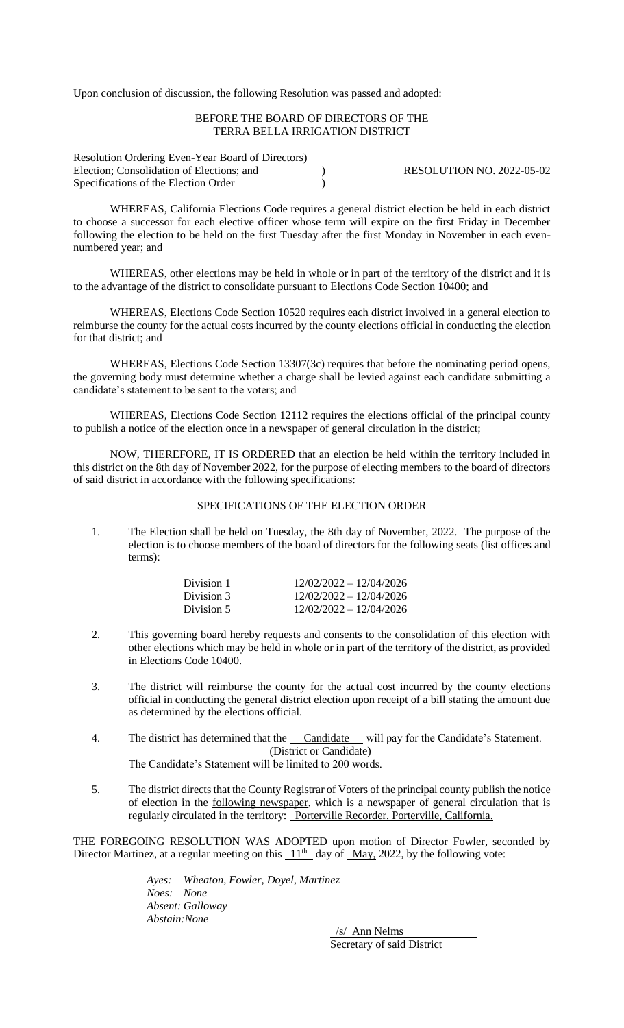Upon conclusion of discussion, the following Resolution was passed and adopted:

BEFORE THE BOARD OF DIRECTORS OF THE
TERRA BELLA IRRIGATION DISTRICT

Resolution Ordering Even-Year Board of Directors)
Election; Consolidation of Elections; and ) RESOLUTION NO. 2022-05-02
Specifications of the Election Order )

WHEREAS, California Elections Code requires a general district election be held in each district to choose a successor for each elective officer whose term will expire on the first Friday in December following the election to be held on the first Tuesday after the first Monday in November in each even-numbered year; and

WHEREAS, other elections may be held in whole or in part of the territory of the district and it is to the advantage of the district to consolidate pursuant to Elections Code Section 10400; and

WHEREAS, Elections Code Section 10520 requires each district involved in a general election to reimburse the county for the actual costs incurred by the county elections official in conducting the election for that district; and

WHEREAS, Elections Code Section 13307(3c) requires that before the nominating period opens, the governing body must determine whether a charge shall be levied against each candidate submitting a candidate's statement to be sent to the voters; and

WHEREAS, Elections Code Section 12112 requires the elections official of the principal county to publish a notice of the election once in a newspaper of general circulation in the district;

NOW, THEREFORE, IT IS ORDERED that an election be held within the territory included in this district on the 8th day of November 2022, for the purpose of electing members to the board of directors of said district in accordance with the following specifications:

SPECIFICATIONS OF THE ELECTION ORDER

1. The Election shall be held on Tuesday, the 8th day of November, 2022. The purpose of the election is to choose members of the board of directors for the following seats (list offices and terms):

| | |
|---|---|
| Division 1 | 12/02/2022 – 12/04/2026 |
| Division 3 | 12/02/2022 – 12/04/2026 |
| Division 5 | 12/02/2022 – 12/04/2026 |

2. This governing board hereby requests and consents to the consolidation of this election with other elections which may be held in whole or in part of the territory of the district, as provided in Elections Code 10400.

3. The district will reimburse the county for the actual cost incurred by the county elections official in conducting the general district election upon receipt of a bill stating the amount due as determined by the elections official.

4. The district has determined that the Candidate will pay for the Candidate's Statement.
(District or Candidate)
The Candidate's Statement will be limited to 200 words.

5. The district directs that the County Registrar of Voters of the principal county publish the notice of election in the following newspaper, which is a newspaper of general circulation that is regularly circulated in the territory: Porterville Recorder, Porterville, California.

THE FOREGOING RESOLUTION WAS ADOPTED upon motion of Director Fowler, seconded by Director Martinez, at a regular meeting on this 11th day of May, 2022, by the following vote:

*Ayes: Wheaton, Fowler, Doyel, Martinez*
*Noes: None*
*Absent: Galloway*
*Abstain: None*

/s/ Ann Nelms
Secretary of said District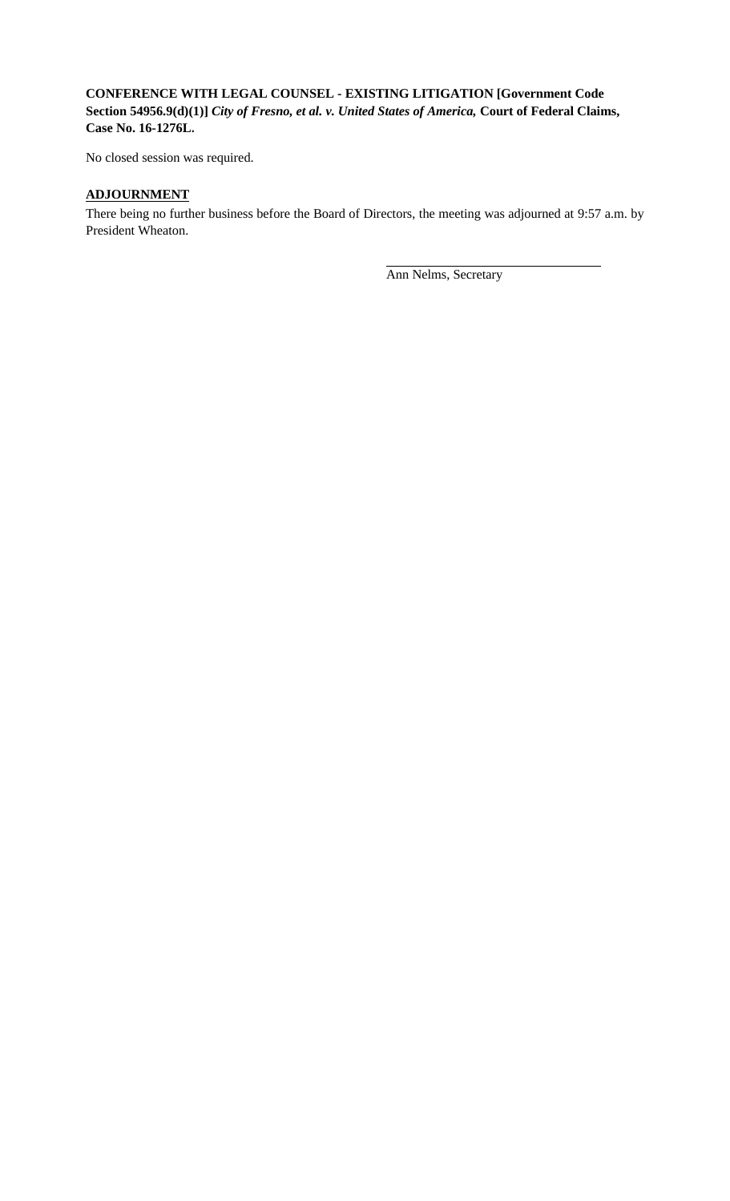**CONFERENCE WITH LEGAL COUNSEL - EXISTING LITIGATION [Government Code Section 54956.9(d)(1)]** ***City of Fresno, et al. v. United States of America,*** **Court of Federal Claims, Case No. 16-1276L.**

No closed session was required.

## ADJOURNMENT

There being no further business before the Board of Directors, the meeting was adjourned at 9:57 a.m. by President Wheaton.

Ann Nelms, Secretary